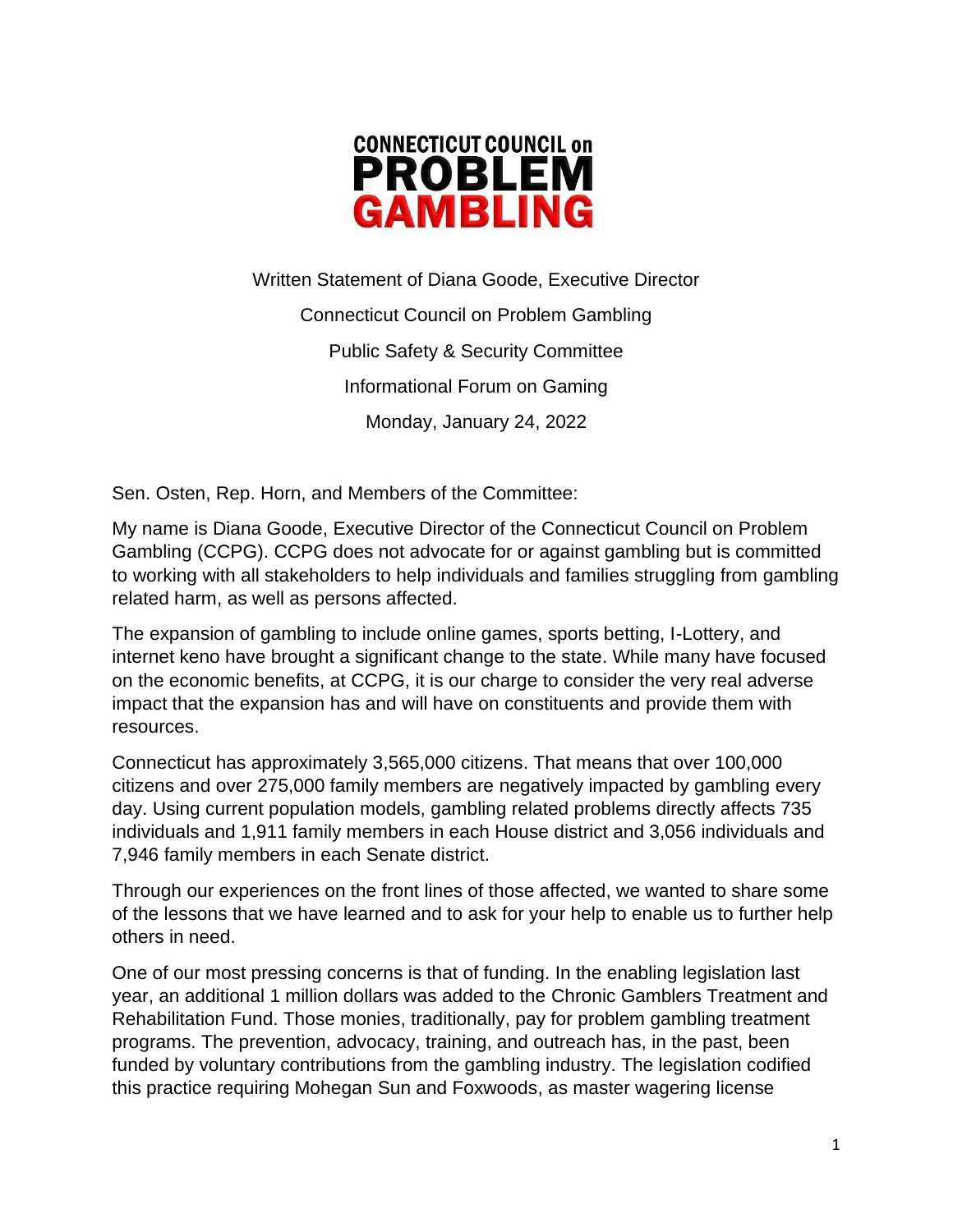# CONNECTICUT COUNCIL on PROBLEM GAMBLING

Written Statement of Diana Goode, Executive Director

Connecticut Council on Problem Gambling

Public Safety & Security Committee

Informational Forum on Gaming

Monday, January 24, 2022

Sen. Osten, Rep. Horn, and Members of the Committee:

My name is Diana Goode, Executive Director of the Connecticut Council on Problem Gambling (CCPG). CCPG does not advocate for or against gambling but is committed to working with all stakeholders to help individuals and families struggling from gambling related harm, as well as persons affected.

The expansion of gambling to include online games, sports betting, I-Lottery, and internet keno have brought a significant change to the state. While many have focused on the economic benefits, at CCPG, it is our charge to consider the very real adverse impact that the expansion has and will have on constituents and provide them with resources.

Connecticut has approximately 3,565,000 citizens. That means that over 100,000 citizens and over 275,000 family members are negatively impacted by gambling every day. Using current population models, gambling related problems directly affects 735 individuals and 1,911 family members in each House district and 3,056 individuals and 7,946 family members in each Senate district.

Through our experiences on the front lines of those affected, we wanted to share some of the lessons that we have learned and to ask for your help to enable us to further help others in need.

One of our most pressing concerns is that of funding. In the enabling legislation last year, an additional 1 million dollars was added to the Chronic Gamblers Treatment and Rehabilitation Fund. Those monies, traditionally, pay for problem gambling treatment programs. The prevention, advocacy, training, and outreach has, in the past, been funded by voluntary contributions from the gambling industry. The legislation codified this practice requiring Mohegan Sun and Foxwoods, as master wagering license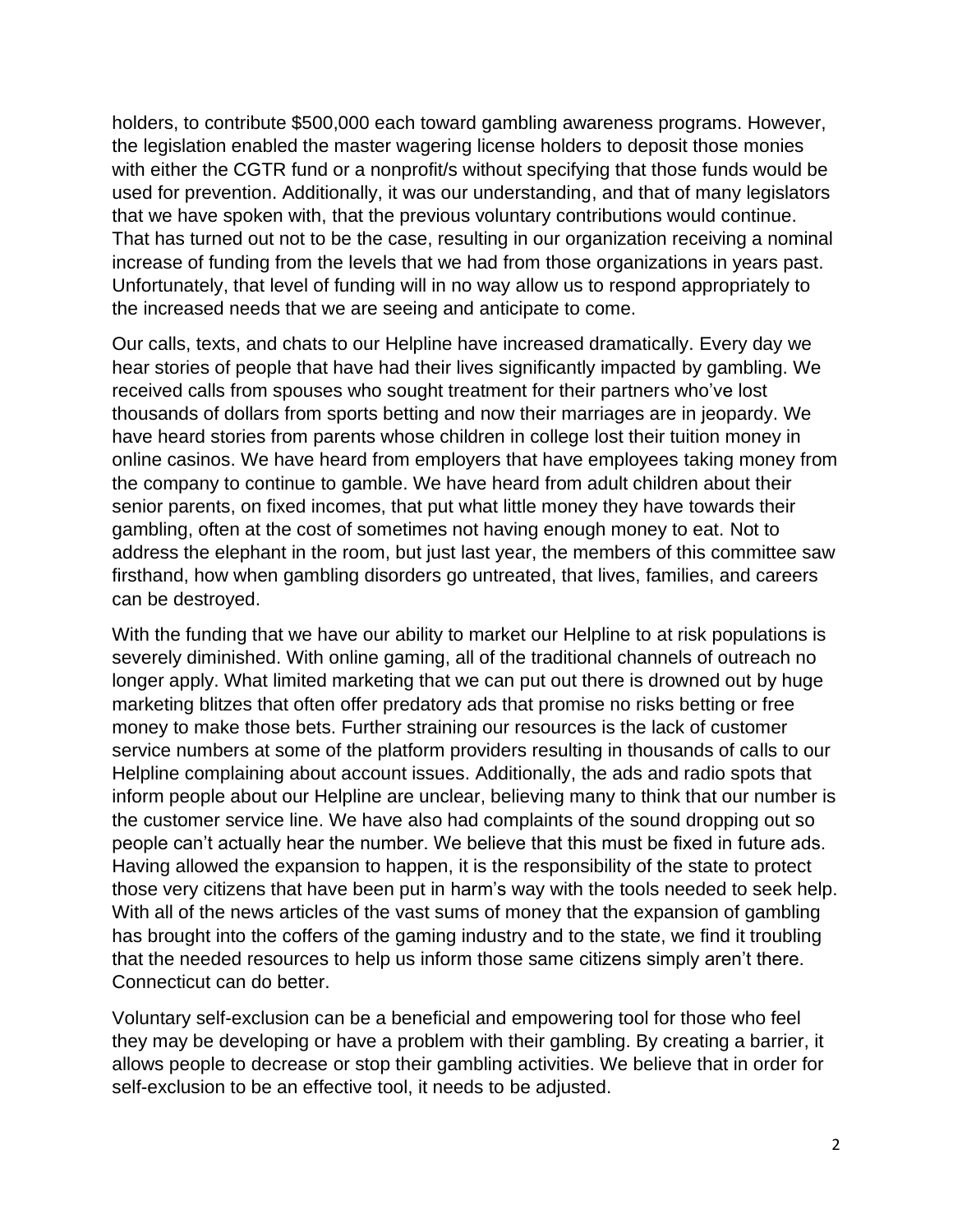holders, to contribute $500,000 each toward gambling awareness programs. However, the legislation enabled the master wagering license holders to deposit those monies with either the CGTR fund or a nonprofit/s without specifying that those funds would be used for prevention. Additionally, it was our understanding, and that of many legislators that we have spoken with, that the previous voluntary contributions would continue. That has turned out not to be the case, resulting in our organization receiving a nominal increase of funding from the levels that we had from those organizations in years past. Unfortunately, that level of funding will in no way allow us to respond appropriately to the increased needs that we are seeing and anticipate to come.

Our calls, texts, and chats to our Helpline have increased dramatically. Every day we hear stories of people that have had their lives significantly impacted by gambling. We received calls from spouses who sought treatment for their partners who've lost thousands of dollars from sports betting and now their marriages are in jeopardy. We have heard stories from parents whose children in college lost their tuition money in online casinos. We have heard from employers that have employees taking money from the company to continue to gamble. We have heard from adult children about their senior parents, on fixed incomes, that put what little money they have towards their gambling, often at the cost of sometimes not having enough money to eat. Not to address the elephant in the room, but just last year, the members of this committee saw firsthand, how when gambling disorders go untreated, that lives, families, and careers can be destroyed.

With the funding that we have our ability to market our Helpline to at risk populations is severely diminished. With online gaming, all of the traditional channels of outreach no longer apply. What limited marketing that we can put out there is drowned out by huge marketing blitzes that often offer predatory ads that promise no risks betting or free money to make those bets. Further straining our resources is the lack of customer service numbers at some of the platform providers resulting in thousands of calls to our Helpline complaining about account issues. Additionally, the ads and radio spots that inform people about our Helpline are unclear, believing many to think that our number is the customer service line. We have also had complaints of the sound dropping out so people can't actually hear the number. We believe that this must be fixed in future ads. Having allowed the expansion to happen, it is the responsibility of the state to protect those very citizens that have been put in harm's way with the tools needed to seek help. With all of the news articles of the vast sums of money that the expansion of gambling has brought into the coffers of the gaming industry and to the state, we find it troubling that the needed resources to help us inform those same citizens simply aren't there. Connecticut can do better.

Voluntary self-exclusion can be a beneficial and empowering tool for those who feel they may be developing or have a problem with their gambling. By creating a barrier, it allows people to decrease or stop their gambling activities. We believe that in order for self-exclusion to be an effective tool, it needs to be adjusted.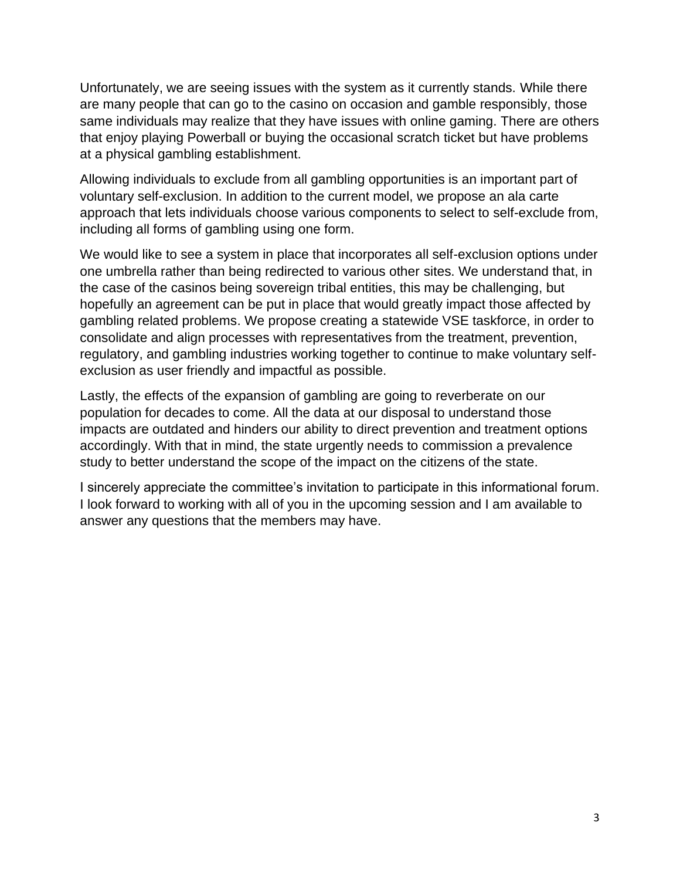Unfortunately, we are seeing issues with the system as it currently stands. While there are many people that can go to the casino on occasion and gamble responsibly, those same individuals may realize that they have issues with online gaming. There are others that enjoy playing Powerball or buying the occasional scratch ticket but have problems at a physical gambling establishment.

Allowing individuals to exclude from all gambling opportunities is an important part of voluntary self-exclusion. In addition to the current model, we propose an ala carte approach that lets individuals choose various components to select to self-exclude from, including all forms of gambling using one form.

We would like to see a system in place that incorporates all self-exclusion options under one umbrella rather than being redirected to various other sites. We understand that, in the case of the casinos being sovereign tribal entities, this may be challenging, but hopefully an agreement can be put in place that would greatly impact those affected by gambling related problems. We propose creating a statewide VSE taskforce, in order to consolidate and align processes with representatives from the treatment, prevention, regulatory, and gambling industries working together to continue to make voluntary self-exclusion as user friendly and impactful as possible.

Lastly, the effects of the expansion of gambling are going to reverberate on our population for decades to come. All the data at our disposal to understand those impacts are outdated and hinders our ability to direct prevention and treatment options accordingly. With that in mind, the state urgently needs to commission a prevalence study to better understand the scope of the impact on the citizens of the state.

I sincerely appreciate the committee's invitation to participate in this informational forum. I look forward to working with all of you in the upcoming session and I am available to answer any questions that the members may have.